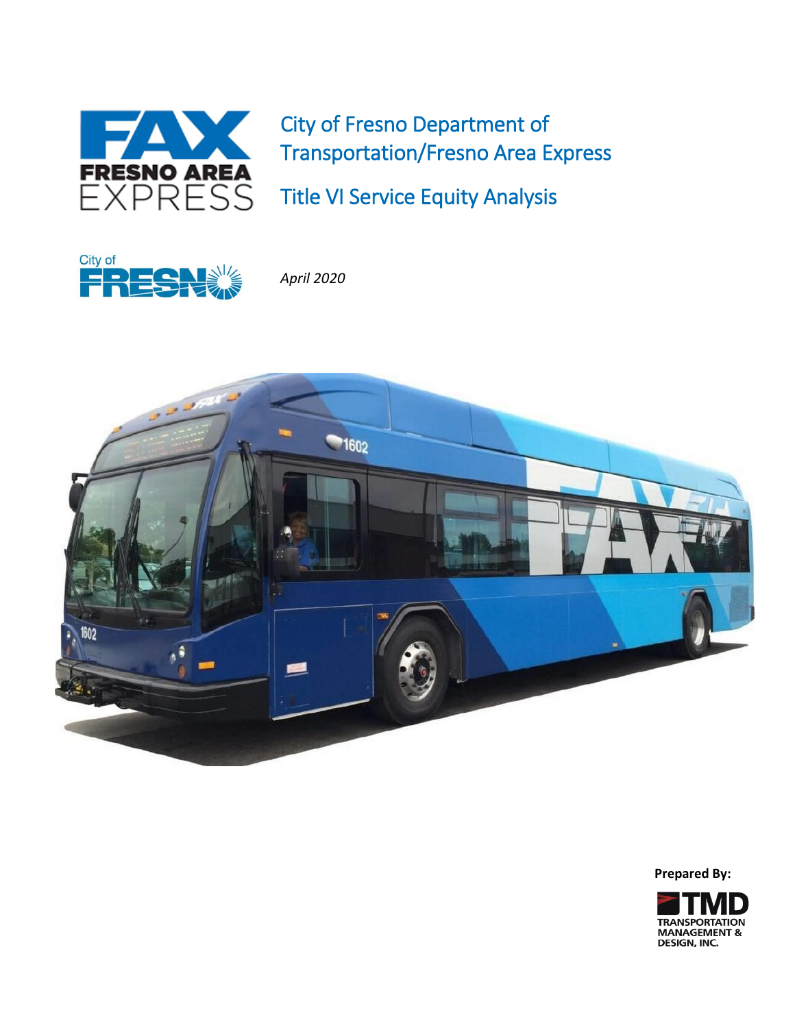# City of Fresno Department of Transportation/Fresno Area Express

# Title VI Service Equity Analysis

*April 2020*

**Prepared By:**

TRANSPORTATION MANAGEMENT & DESIGN, INC.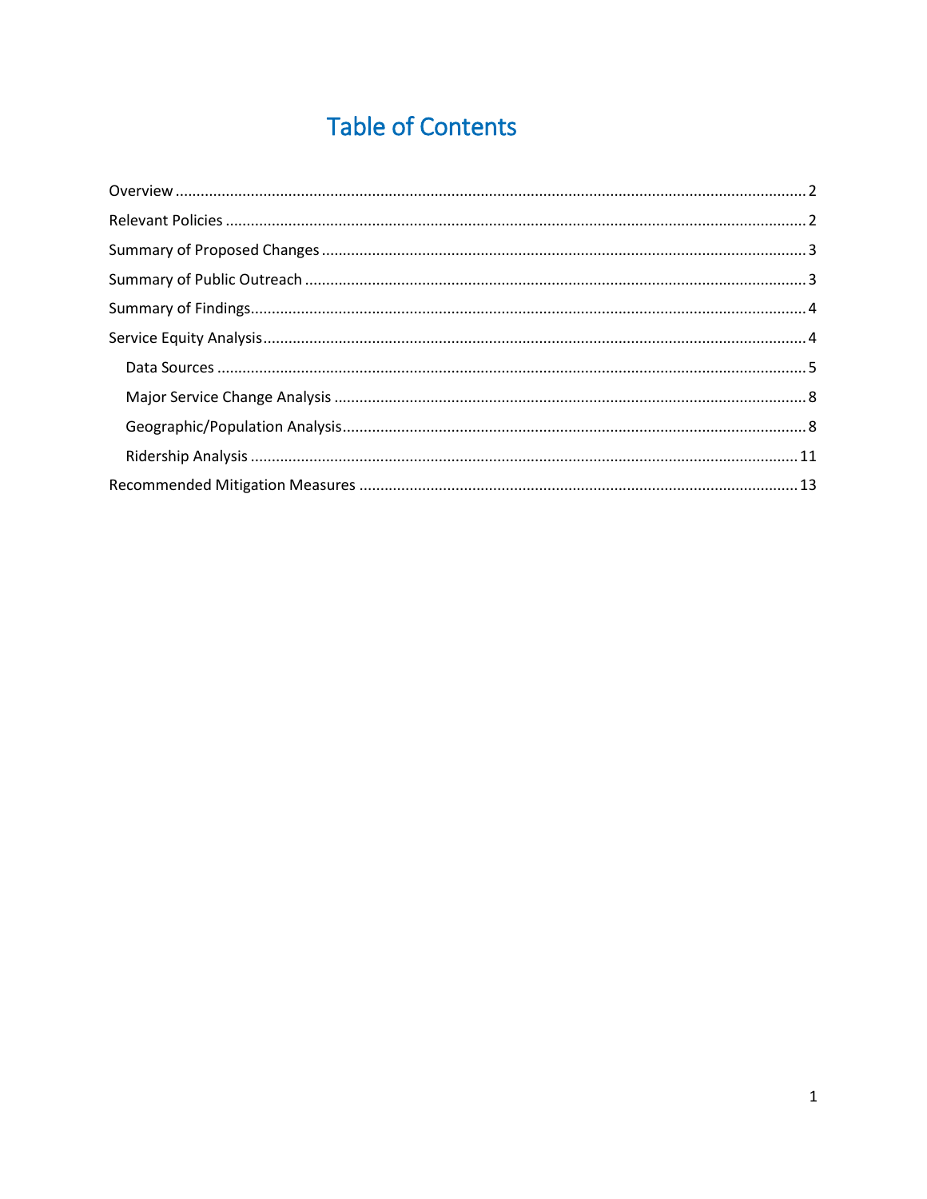# Table of Contents

- Overview ..... 2
- Relevant Policies ..... 2
- Summary of Proposed Changes ..... 3
- Summary of Public Outreach ..... 3
- Summary of Findings ..... 4
- Service Equity Analysis ..... 4
  - Data Sources ..... 5
  - Major Service Change Analysis ..... 8
  - Geographic/Population Analysis ..... 8
  - Ridership Analysis ..... 11
- Recommended Mitigation Measures ..... 13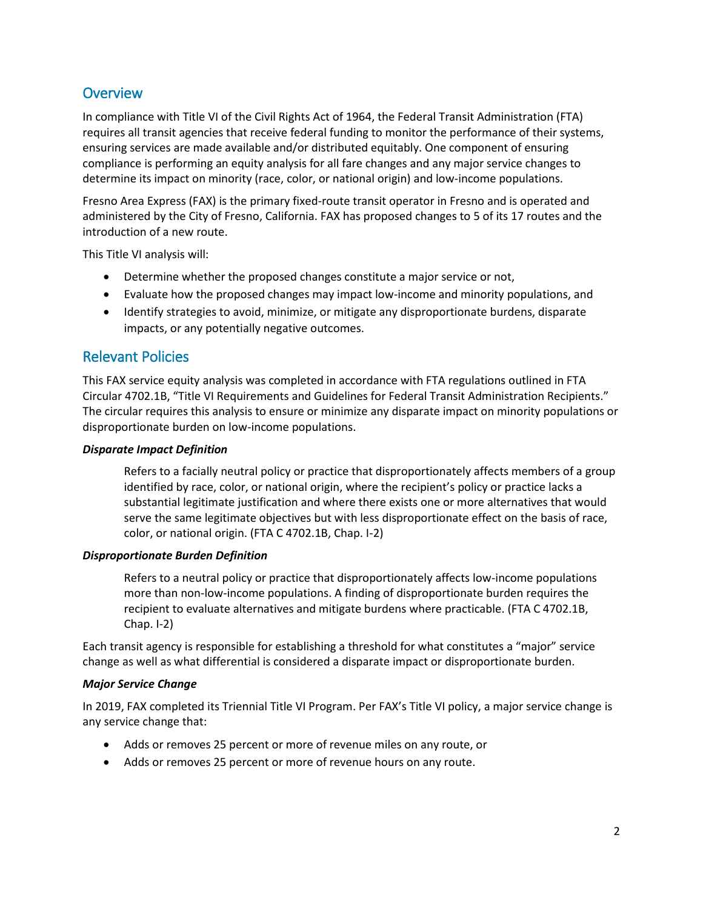## Overview

In compliance with Title VI of the Civil Rights Act of 1964, the Federal Transit Administration (FTA) requires all transit agencies that receive federal funding to monitor the performance of their systems, ensuring services are made available and/or distributed equitably. One component of ensuring compliance is performing an equity analysis for all fare changes and any major service changes to determine its impact on minority (race, color, or national origin) and low-income populations.

Fresno Area Express (FAX) is the primary fixed-route transit operator in Fresno and is operated and administered by the City of Fresno, California. FAX has proposed changes to 5 of its 17 routes and the introduction of a new route.

This Title VI analysis will:

- Determine whether the proposed changes constitute a major service or not,
- Evaluate how the proposed changes may impact low-income and minority populations, and
- Identify strategies to avoid, minimize, or mitigate any disproportionate burdens, disparate impacts, or any potentially negative outcomes.

## Relevant Policies

This FAX service equity analysis was completed in accordance with FTA regulations outlined in FTA Circular 4702.1B, "Title VI Requirements and Guidelines for Federal Transit Administration Recipients." The circular requires this analysis to ensure or minimize any disparate impact on minority populations or disproportionate burden on low-income populations.

***Disparate Impact Definition***

> Refers to a facially neutral policy or practice that disproportionately affects members of a group identified by race, color, or national origin, where the recipient's policy or practice lacks a substantial legitimate justification and where there exists one or more alternatives that would serve the same legitimate objectives but with less disproportionate effect on the basis of race, color, or national origin. (FTA C 4702.1B, Chap. I-2)

***Disproportionate Burden Definition***

> Refers to a neutral policy or practice that disproportionately affects low-income populations more than non-low-income populations. A finding of disproportionate burden requires the recipient to evaluate alternatives and mitigate burdens where practicable. (FTA C 4702.1B, Chap. I-2)

Each transit agency is responsible for establishing a threshold for what constitutes a "major" service change as well as what differential is considered a disparate impact or disproportionate burden.

***Major Service Change***

In 2019, FAX completed its Triennial Title VI Program. Per FAX's Title VI policy, a major service change is any service change that:

- Adds or removes 25 percent or more of revenue miles on any route, or
- Adds or removes 25 percent or more of revenue hours on any route.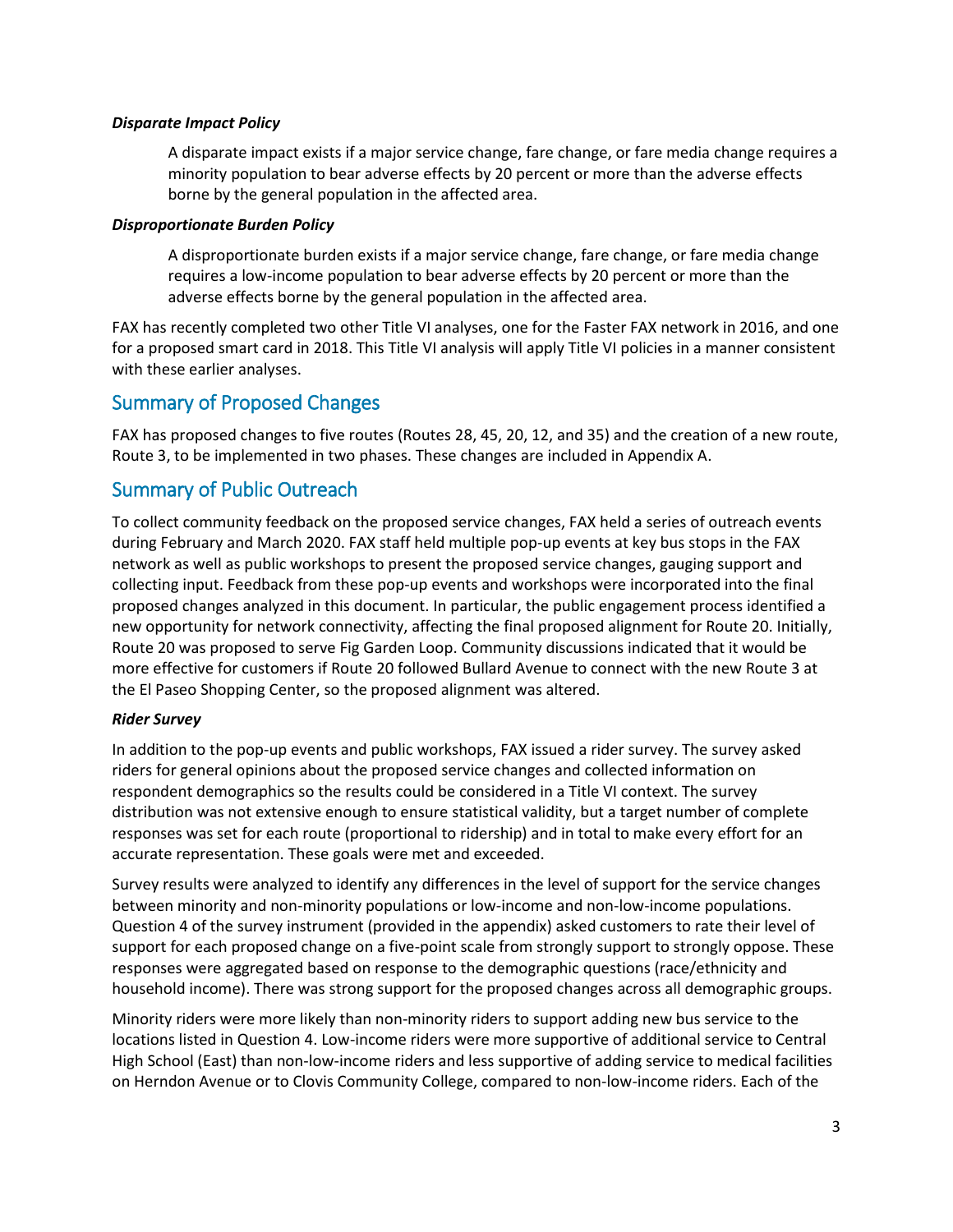#### *Disparate Impact Policy*

A disparate impact exists if a major service change, fare change, or fare media change requires a minority population to bear adverse effects by 20 percent or more than the adverse effects borne by the general population in the affected area.

#### *Disproportionate Burden Policy*

A disproportionate burden exists if a major service change, fare change, or fare media change requires a low-income population to bear adverse effects by 20 percent or more than the adverse effects borne by the general population in the affected area.

FAX has recently completed two other Title VI analyses, one for the Faster FAX network in 2016, and one for a proposed smart card in 2018. This Title VI analysis will apply Title VI policies in a manner consistent with these earlier analyses.

## Summary of Proposed Changes

FAX has proposed changes to five routes (Routes 28, 45, 20, 12, and 35) and the creation of a new route, Route 3, to be implemented in two phases. These changes are included in Appendix A.

## Summary of Public Outreach

To collect community feedback on the proposed service changes, FAX held a series of outreach events during February and March 2020. FAX staff held multiple pop-up events at key bus stops in the FAX network as well as public workshops to present the proposed service changes, gauging support and collecting input. Feedback from these pop-up events and workshops were incorporated into the final proposed changes analyzed in this document. In particular, the public engagement process identified a new opportunity for network connectivity, affecting the final proposed alignment for Route 20. Initially, Route 20 was proposed to serve Fig Garden Loop. Community discussions indicated that it would be more effective for customers if Route 20 followed Bullard Avenue to connect with the new Route 3 at the El Paseo Shopping Center, so the proposed alignment was altered.

#### *Rider Survey*

In addition to the pop-up events and public workshops, FAX issued a rider survey. The survey asked riders for general opinions about the proposed service changes and collected information on respondent demographics so the results could be considered in a Title VI context. The survey distribution was not extensive enough to ensure statistical validity, but a target number of complete responses was set for each route (proportional to ridership) and in total to make every effort for an accurate representation. These goals were met and exceeded.

Survey results were analyzed to identify any differences in the level of support for the service changes between minority and non-minority populations or low-income and non-low-income populations. Question 4 of the survey instrument (provided in the appendix) asked customers to rate their level of support for each proposed change on a five-point scale from strongly support to strongly oppose. These responses were aggregated based on response to the demographic questions (race/ethnicity and household income). There was strong support for the proposed changes across all demographic groups.

Minority riders were more likely than non-minority riders to support adding new bus service to the locations listed in Question 4. Low-income riders were more supportive of additional service to Central High School (East) than non-low-income riders and less supportive of adding service to medical facilities on Herndon Avenue or to Clovis Community College, compared to non-low-income riders. Each of the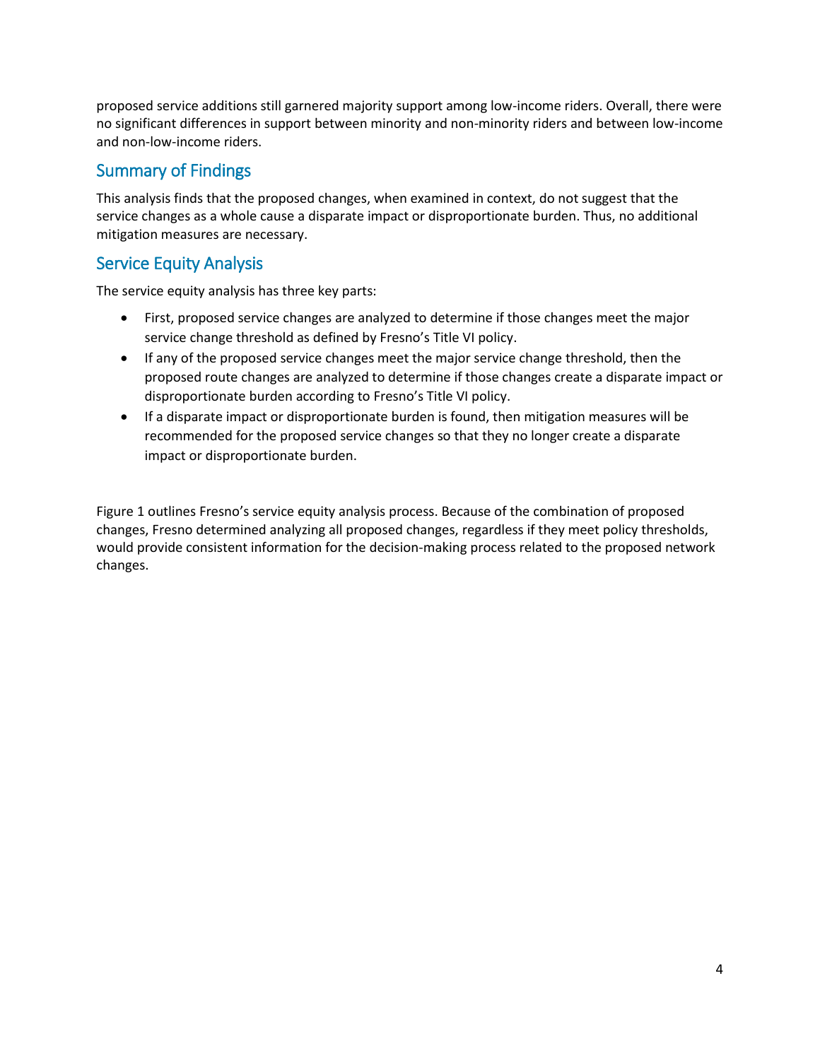proposed service additions still garnered majority support among low-income riders. Overall, there were no significant differences in support between minority and non-minority riders and between low-income and non-low-income riders.

## Summary of Findings

This analysis finds that the proposed changes, when examined in context, do not suggest that the service changes as a whole cause a disparate impact or disproportionate burden. Thus, no additional mitigation measures are necessary.

## Service Equity Analysis

The service equity analysis has three key parts:

- First, proposed service changes are analyzed to determine if those changes meet the major service change threshold as defined by Fresno's Title VI policy.
- If any of the proposed service changes meet the major service change threshold, then the proposed route changes are analyzed to determine if those changes create a disparate impact or disproportionate burden according to Fresno's Title VI policy.
- If a disparate impact or disproportionate burden is found, then mitigation measures will be recommended for the proposed service changes so that they no longer create a disparate impact or disproportionate burden.

Figure 1 outlines Fresno's service equity analysis process. Because of the combination of proposed changes, Fresno determined analyzing all proposed changes, regardless if they meet policy thresholds, would provide consistent information for the decision-making process related to the proposed network changes.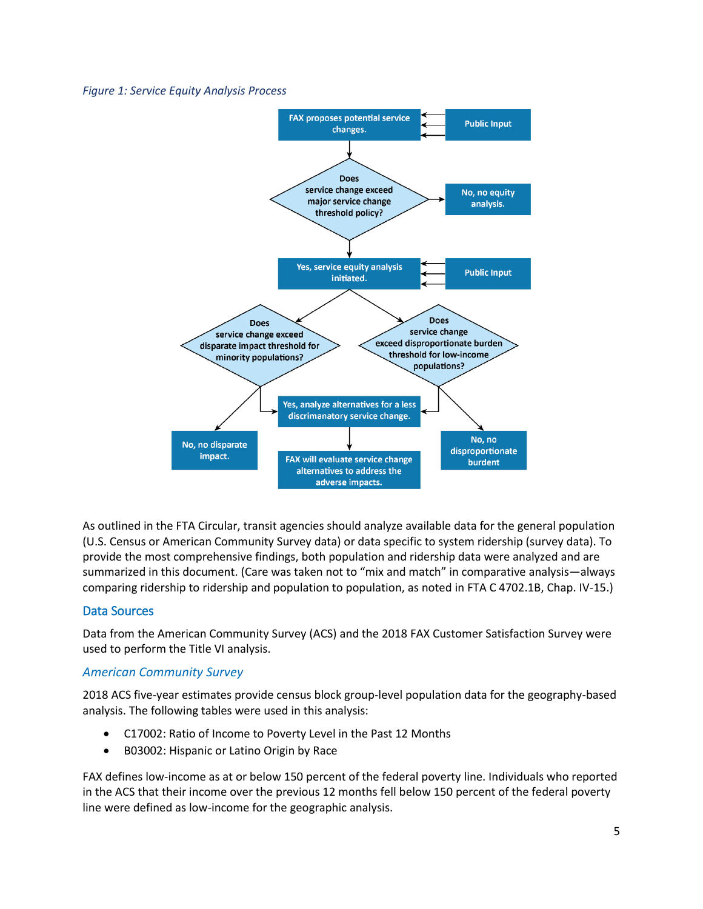*Figure 1: Service Equity Analysis Process*

As outlined in the FTA Circular, transit agencies should analyze available data for the general population (U.S. Census or American Community Survey data) or data specific to system ridership (survey data). To provide the most comprehensive findings, both population and ridership data were analyzed and are summarized in this document. (Care was taken not to "mix and match" in comparative analysis—always comparing ridership to ridership and population to population, as noted in FTA C 4702.1B, Chap. IV-15.)

## Data Sources

Data from the American Community Survey (ACS) and the 2018 FAX Customer Satisfaction Survey were used to perform the Title VI analysis.

### *American Community Survey*

2018 ACS five-year estimates provide census block group-level population data for the geography-based analysis. The following tables were used in this analysis:

- C17002: Ratio of Income to Poverty Level in the Past 12 Months
- B03002: Hispanic or Latino Origin by Race

FAX defines low-income as at or below 150 percent of the federal poverty line. Individuals who reported in the ACS that their income over the previous 12 months fell below 150 percent of the federal poverty line were defined as low-income for the geographic analysis.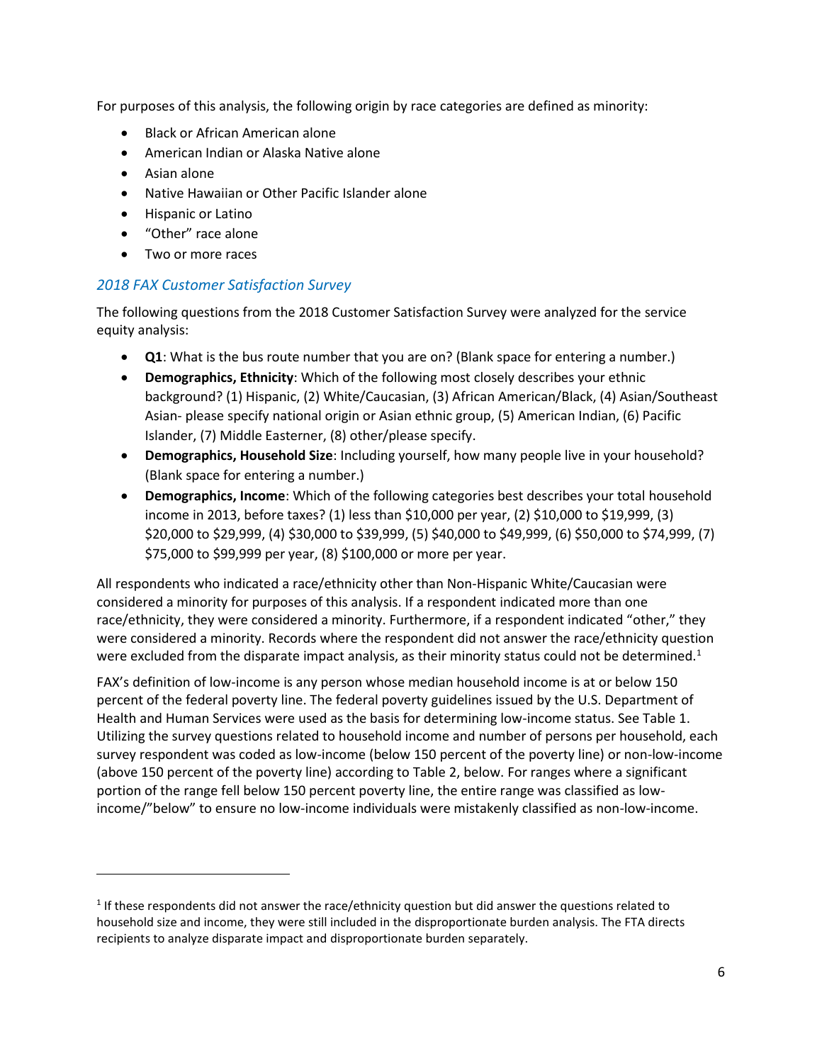For purposes of this analysis, the following origin by race categories are defined as minority:

- Black or African American alone
- American Indian or Alaska Native alone
- Asian alone
- Native Hawaiian or Other Pacific Islander alone
- Hispanic or Latino
- "Other" race alone
- Two or more races

### *2018 FAX Customer Satisfaction Survey*

The following questions from the 2018 Customer Satisfaction Survey were analyzed for the service equity analysis:

- **Q1**: What is the bus route number that you are on? (Blank space for entering a number.)
- **Demographics, Ethnicity**: Which of the following most closely describes your ethnic background? (1) Hispanic, (2) White/Caucasian, (3) African American/Black, (4) Asian/Southeast Asian- please specify national origin or Asian ethnic group, (5) American Indian, (6) Pacific Islander, (7) Middle Easterner, (8) other/please specify.
- **Demographics, Household Size**: Including yourself, how many people live in your household? (Blank space for entering a number.)
- **Demographics, Income**: Which of the following categories best describes your total household income in 2013, before taxes? (1) less than $10,000 per year, (2) $10,000 to $19,999, (3) $20,000 to $29,999, (4) $30,000 to $39,999, (5) $40,000 to $49,999, (6) $50,000 to $74,999, (7) $75,000 to $99,999 per year, (8) $100,000 or more per year.

All respondents who indicated a race/ethnicity other than Non-Hispanic White/Caucasian were considered a minority for purposes of this analysis. If a respondent indicated more than one race/ethnicity, they were considered a minority. Furthermore, if a respondent indicated "other," they were considered a minority. Records where the respondent did not answer the race/ethnicity question were excluded from the disparate impact analysis, as their minority status could not be determined.[1]

FAX's definition of low-income is any person whose median household income is at or below 150 percent of the federal poverty line. The federal poverty guidelines issued by the U.S. Department of Health and Human Services were used as the basis for determining low-income status. See Table 1. Utilizing the survey questions related to household income and number of persons per household, each survey respondent was coded as low-income (below 150 percent of the poverty line) or non-low-income (above 150 percent of the poverty line) according to Table 2, below. For ranges where a significant portion of the range fell below 150 percent poverty line, the entire range was classified as low-income/"below" to ensure no low-income individuals were mistakenly classified as non-low-income.

---

[1] If these respondents did not answer the race/ethnicity question but did answer the questions related to household size and income, they were still included in the disproportionate burden analysis. The FTA directs recipients to analyze disparate impact and disproportionate burden separately.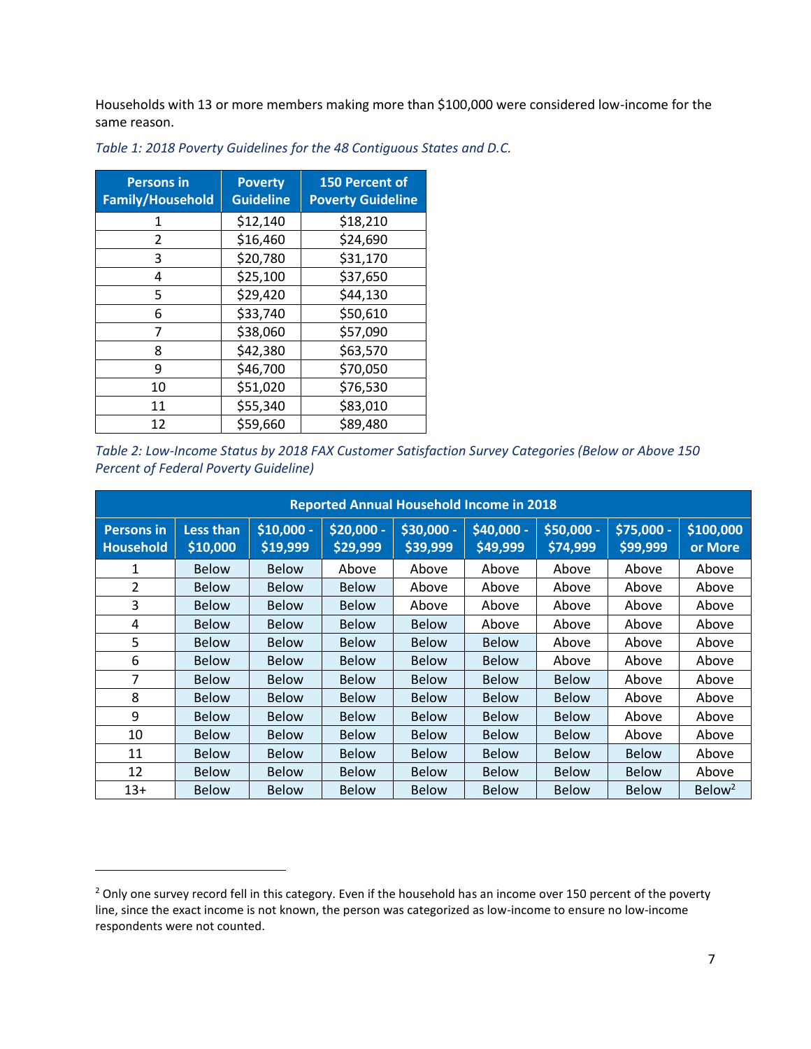Households with 13 or more members making more than $100,000 were considered low-income for the same reason.

*Table 1: 2018 Poverty Guidelines for the 48 Contiguous States and D.C.*

| Persons in Family/Household | Poverty Guideline | 150 Percent of Poverty Guideline |
|---|---|---|
| 1 | $12,140 | $18,210 |
| 2 | $16,460 | $24,690 |
| 3 | $20,780 | $31,170 |
| 4 | $25,100 | $37,650 |
| 5 | $29,420 | $44,130 |
| 6 | $33,740 | $50,610 |
| 7 | $38,060 | $57,090 |
| 8 | $42,380 | $63,570 |
| 9 | $46,700 | $70,050 |
| 10 | $51,020 | $76,530 |
| 11 | $55,340 | $83,010 |
| 12 | $59,660 | $89,480 |

*Table 2: Low-Income Status by 2018 FAX Customer Satisfaction Survey Categories (Below or Above 150 Percent of Federal Poverty Guideline)*

| Reported Annual Household Income in 2018 | | | | | | | | |
|---|---|---|---|---|---|---|---|---|
| Persons in Household | Less than $10,000 | $10,000 - $19,999 | $20,000 - $29,999 | $30,000 - $39,999 | $40,000 - $49,999 | $50,000 - $74,999 | $75,000 - $99,999 | $100,000 or More |
| 1 | Below | Below | Above | Above | Above | Above | Above | Above |
| 2 | Below | Below | Below | Above | Above | Above | Above | Above |
| 3 | Below | Below | Below | Above | Above | Above | Above | Above |
| 4 | Below | Below | Below | Below | Above | Above | Above | Above |
| 5 | Below | Below | Below | Below | Below | Above | Above | Above |
| 6 | Below | Below | Below | Below | Below | Above | Above | Above |
| 7 | Below | Below | Below | Below | Below | Below | Above | Above |
| 8 | Below | Below | Below | Below | Below | Below | Above | Above |
| 9 | Below | Below | Below | Below | Below | Below | Above | Above |
| 10 | Below | Below | Below | Below | Below | Below | Above | Above |
| 11 | Below | Below | Below | Below | Below | Below | Below | Above |
| 12 | Below | Below | Below | Below | Below | Below | Below | Above |
| 13+ | Below | Below | Below | Below | Below | Below | Below | Below[2] |

[2] Only one survey record fell in this category. Even if the household has an income over 150 percent of the poverty line, since the exact income is not known, the person was categorized as low-income to ensure no low-income respondents were not counted.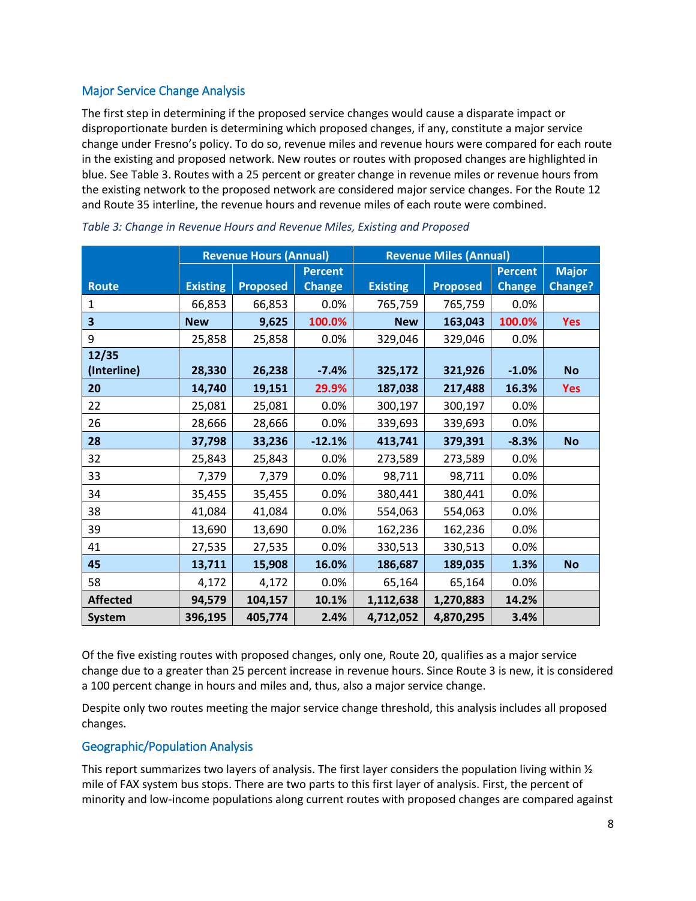## Major Service Change Analysis

The first step in determining if the proposed service changes would cause a disparate impact or disproportionate burden is determining which proposed changes, if any, constitute a major service change under Fresno's policy. To do so, revenue miles and revenue hours were compared for each route in the existing and proposed network. New routes or routes with proposed changes are highlighted in blue. See Table 3. Routes with a 25 percent or greater change in revenue miles or revenue hours from the existing network to the proposed network are considered major service changes. For the Route 12 and Route 35 interline, the revenue hours and revenue miles of each route were combined.

*Table 3: Change in Revenue Hours and Revenue Miles, Existing and Proposed*

| Route | Revenue Hours (Annual) | | | Revenue Miles (Annual) | | | |
|---|---|---|---|---|---|---|---|
| | Existing | Proposed | Percent Change | Existing | Proposed | Percent Change | Major Change? |
| 1 | 66,853 | 66,853 | 0.0% | 765,759 | 765,759 | 0.0% | |
| **3** | **New** | **9,625** | **100.0%** | **New** | **163,043** | **100.0%** | **Yes** |
| 9 | 25,858 | 25,858 | 0.0% | 329,046 | 329,046 | 0.0% | |
| **12/35 (Interline)** | **28,330** | **26,238** | **-7.4%** | **325,172** | **321,926** | **-1.0%** | **No** |
| **20** | **14,740** | **19,151** | **29.9%** | **187,038** | **217,488** | **16.3%** | **Yes** |
| 22 | 25,081 | 25,081 | 0.0% | 300,197 | 300,197 | 0.0% | |
| 26 | 28,666 | 28,666 | 0.0% | 339,693 | 339,693 | 0.0% | |
| **28** | **37,798** | **33,236** | **-12.1%** | **413,741** | **379,391** | **-8.3%** | **No** |
| 32 | 25,843 | 25,843 | 0.0% | 273,589 | 273,589 | 0.0% | |
| 33 | 7,379 | 7,379 | 0.0% | 98,711 | 98,711 | 0.0% | |
| 34 | 35,455 | 35,455 | 0.0% | 380,441 | 380,441 | 0.0% | |
| 38 | 41,084 | 41,084 | 0.0% | 554,063 | 554,063 | 0.0% | |
| 39 | 13,690 | 13,690 | 0.0% | 162,236 | 162,236 | 0.0% | |
| 41 | 27,535 | 27,535 | 0.0% | 330,513 | 330,513 | 0.0% | |
| **45** | **13,711** | **15,908** | **16.0%** | **186,687** | **189,035** | **1.3%** | **No** |
| 58 | 4,172 | 4,172 | 0.0% | 65,164 | 65,164 | 0.0% | |
| **Affected** | **94,579** | **104,157** | **10.1%** | **1,112,638** | **1,270,883** | **14.2%** | |
| **System** | **396,195** | **405,774** | **2.4%** | **4,712,052** | **4,870,295** | **3.4%** | |

Of the five existing routes with proposed changes, only one, Route 20, qualifies as a major service change due to a greater than 25 percent increase in revenue hours. Since Route 3 is new, it is considered a 100 percent change in hours and miles and, thus, also a major service change.

Despite only two routes meeting the major service change threshold, this analysis includes all proposed changes.

## Geographic/Population Analysis

This report summarizes two layers of analysis. The first layer considers the population living within ½ mile of FAX system bus stops. There are two parts to this first layer of analysis. First, the percent of minority and low-income populations along current routes with proposed changes are compared against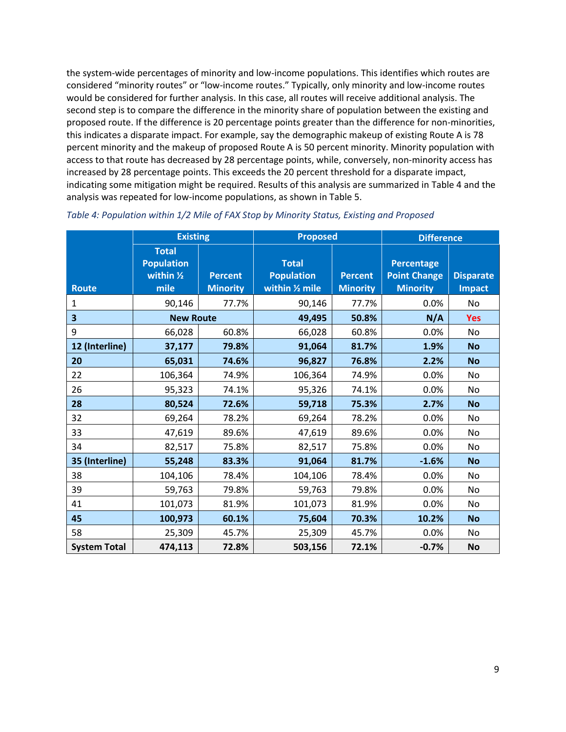the system-wide percentages of minority and low-income populations. This identifies which routes are considered "minority routes" or "low-income routes." Typically, only minority and low-income routes would be considered for further analysis. In this case, all routes will receive additional analysis. The second step is to compare the difference in the minority share of population between the existing and proposed route. If the difference is 20 percentage points greater than the difference for non-minorities, this indicates a disparate impact. For example, say the demographic makeup of existing Route A is 78 percent minority and the makeup of proposed Route A is 50 percent minority. Minority population with access to that route has decreased by 28 percentage points, while, conversely, non-minority access has increased by 28 percentage points. This exceeds the 20 percent threshold for a disparate impact, indicating some mitigation might be required. Results of this analysis are summarized in Table 4 and the analysis was repeated for low-income populations, as shown in Table 5.

*Table 4: Population within 1/2 Mile of FAX Stop by Minority Status, Existing and Proposed*

| Route | Existing | | Proposed | | Difference | |
|---|---|---|---|---|---|---|
| | Total Population within ½ mile | Percent Minority | Total Population within ½ mile | Percent Minority | Percentage Point Change Minority | Disparate Impact |
| 1 | 90,146 | 77.7% | 90,146 | 77.7% | 0.0% | No |
| **3** | **New Route** | | **49,495** | **50.8%** | **N/A** | **Yes** |
| 9 | 66,028 | 60.8% | 66,028 | 60.8% | 0.0% | No |
| **12 (Interline)** | **37,177** | **79.8%** | **91,064** | **81.7%** | **1.9%** | **No** |
| **20** | **65,031** | **74.6%** | **96,827** | **76.8%** | **2.2%** | **No** |
| 22 | 106,364 | 74.9% | 106,364 | 74.9% | 0.0% | No |
| 26 | 95,323 | 74.1% | 95,326 | 74.1% | 0.0% | No |
| **28** | **80,524** | **72.6%** | **59,718** | **75.3%** | **2.7%** | **No** |
| 32 | 69,264 | 78.2% | 69,264 | 78.2% | 0.0% | No |
| 33 | 47,619 | 89.6% | 47,619 | 89.6% | 0.0% | No |
| 34 | 82,517 | 75.8% | 82,517 | 75.8% | 0.0% | No |
| **35 (Interline)** | **55,248** | **83.3%** | **91,064** | **81.7%** | **-1.6%** | **No** |
| 38 | 104,106 | 78.4% | 104,106 | 78.4% | 0.0% | No |
| 39 | 59,763 | 79.8% | 59,763 | 79.8% | 0.0% | No |
| 41 | 101,073 | 81.9% | 101,073 | 81.9% | 0.0% | No |
| **45** | **100,973** | **60.1%** | **75,604** | **70.3%** | **10.2%** | **No** |
| 58 | 25,309 | 45.7% | 25,309 | 45.7% | 0.0% | No |
| **System Total** | **474,113** | **72.8%** | **503,156** | **72.1%** | **-0.7%** | **No** |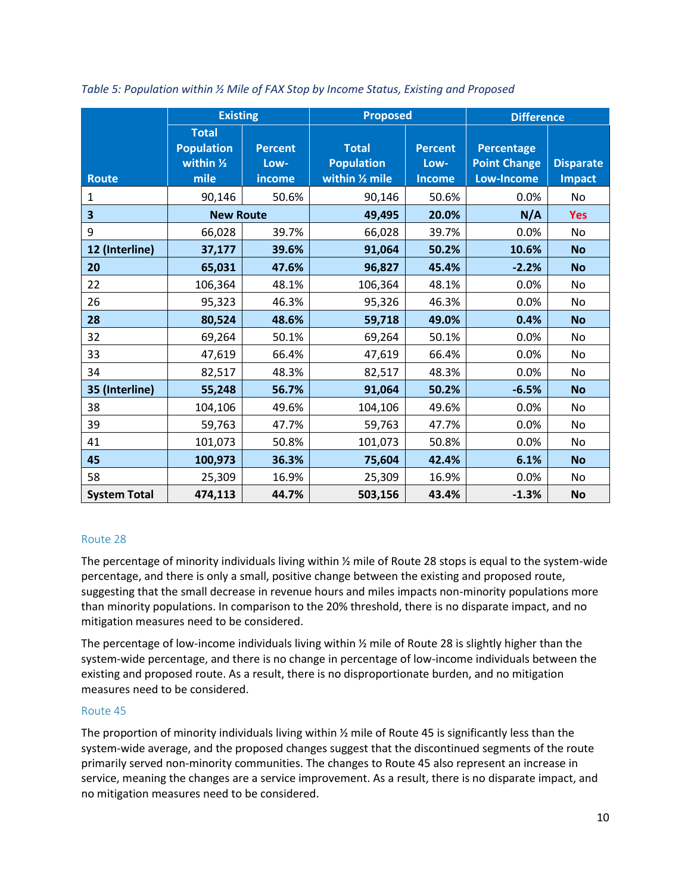*Table 5: Population within ½ Mile of FAX Stop by Income Status, Existing and Proposed*

| Route | Existing | | Proposed | | Difference | |
|---|---|---|---|---|---|---|
| | Total Population within ½ mile | Percent Low-income | Total Population within ½ mile | Percent Low-Income | Percentage Point Change Low-Income | Disparate Impact |
| 1 | 90,146 | 50.6% | 90,146 | 50.6% | 0.0% | No |
| **3** | **New Route** | | **49,495** | **20.0%** | **N/A** | **Yes** |
| 9 | 66,028 | 39.7% | 66,028 | 39.7% | 0.0% | No |
| **12 (Interline)** | **37,177** | **39.6%** | **91,064** | **50.2%** | **10.6%** | **No** |
| **20** | **65,031** | **47.6%** | **96,827** | **45.4%** | **-2.2%** | **No** |
| 22 | 106,364 | 48.1% | 106,364 | 48.1% | 0.0% | No |
| 26 | 95,323 | 46.3% | 95,326 | 46.3% | 0.0% | No |
| **28** | **80,524** | **48.6%** | **59,718** | **49.0%** | **0.4%** | **No** |
| 32 | 69,264 | 50.1% | 69,264 | 50.1% | 0.0% | No |
| 33 | 47,619 | 66.4% | 47,619 | 66.4% | 0.0% | No |
| 34 | 82,517 | 48.3% | 82,517 | 48.3% | 0.0% | No |
| **35 (Interline)** | **55,248** | **56.7%** | **91,064** | **50.2%** | **-6.5%** | **No** |
| 38 | 104,106 | 49.6% | 104,106 | 49.6% | 0.0% | No |
| 39 | 59,763 | 47.7% | 59,763 | 47.7% | 0.0% | No |
| 41 | 101,073 | 50.8% | 101,073 | 50.8% | 0.0% | No |
| **45** | **100,973** | **36.3%** | **75,604** | **42.4%** | **6.1%** | **No** |
| 58 | 25,309 | 16.9% | 25,309 | 16.9% | 0.0% | No |
| **System Total** | **474,113** | **44.7%** | **503,156** | **43.4%** | **-1.3%** | **No** |

### Route 28

The percentage of minority individuals living within ½ mile of Route 28 stops is equal to the system-wide percentage, and there is only a small, positive change between the existing and proposed route, suggesting that the small decrease in revenue hours and miles impacts non-minority populations more than minority populations. In comparison to the 20% threshold, there is no disparate impact, and no mitigation measures need to be considered.

The percentage of low-income individuals living within ½ mile of Route 28 is slightly higher than the system-wide percentage, and there is no change in percentage of low-income individuals between the existing and proposed route. As a result, there is no disproportionate burden, and no mitigation measures need to be considered.

### Route 45

The proportion of minority individuals living within ½ mile of Route 45 is significantly less than the system-wide average, and the proposed changes suggest that the discontinued segments of the route primarily served non-minority communities. The changes to Route 45 also represent an increase in service, meaning the changes are a service improvement. As a result, there is no disparate impact, and no mitigation measures need to be considered.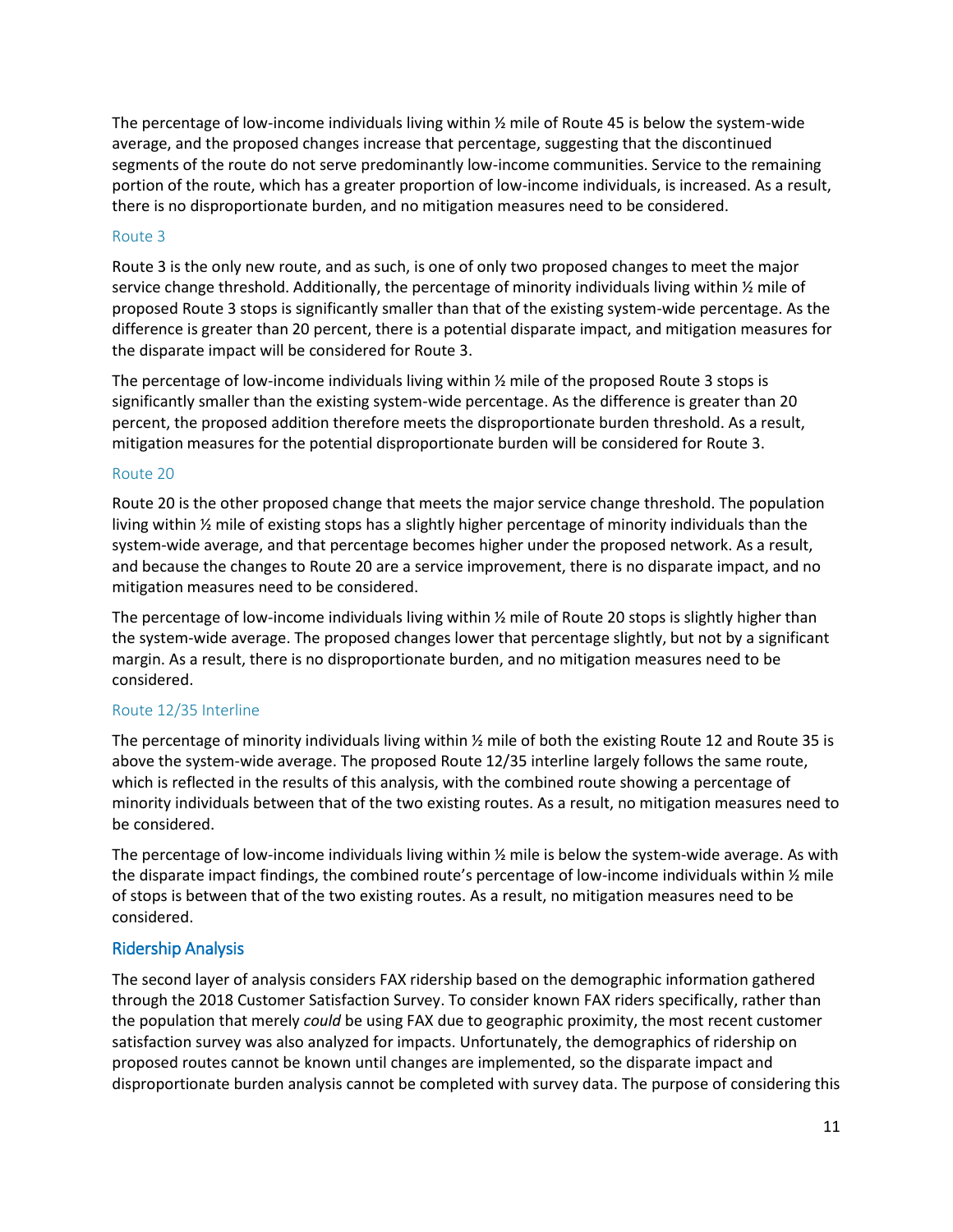The percentage of low-income individuals living within ½ mile of Route 45 is below the system-wide average, and the proposed changes increase that percentage, suggesting that the discontinued segments of the route do not serve predominantly low-income communities. Service to the remaining portion of the route, which has a greater proportion of low-income individuals, is increased. As a result, there is no disproportionate burden, and no mitigation measures need to be considered.

### Route 3

Route 3 is the only new route, and as such, is one of only two proposed changes to meet the major service change threshold. Additionally, the percentage of minority individuals living within ½ mile of proposed Route 3 stops is significantly smaller than that of the existing system-wide percentage. As the difference is greater than 20 percent, there is a potential disparate impact, and mitigation measures for the disparate impact will be considered for Route 3.

The percentage of low-income individuals living within ½ mile of the proposed Route 3 stops is significantly smaller than the existing system-wide percentage. As the difference is greater than 20 percent, the proposed addition therefore meets the disproportionate burden threshold. As a result, mitigation measures for the potential disproportionate burden will be considered for Route 3.

### Route 20

Route 20 is the other proposed change that meets the major service change threshold. The population living within ½ mile of existing stops has a slightly higher percentage of minority individuals than the system-wide average, and that percentage becomes higher under the proposed network. As a result, and because the changes to Route 20 are a service improvement, there is no disparate impact, and no mitigation measures need to be considered.

The percentage of low-income individuals living within ½ mile of Route 20 stops is slightly higher than the system-wide average. The proposed changes lower that percentage slightly, but not by a significant margin. As a result, there is no disproportionate burden, and no mitigation measures need to be considered.

### Route 12/35 Interline

The percentage of minority individuals living within ½ mile of both the existing Route 12 and Route 35 is above the system-wide average. The proposed Route 12/35 interline largely follows the same route, which is reflected in the results of this analysis, with the combined route showing a percentage of minority individuals between that of the two existing routes. As a result, no mitigation measures need to be considered.

The percentage of low-income individuals living within ½ mile is below the system-wide average. As with the disparate impact findings, the combined route's percentage of low-income individuals within ½ mile of stops is between that of the two existing routes. As a result, no mitigation measures need to be considered.

## Ridership Analysis

The second layer of analysis considers FAX ridership based on the demographic information gathered through the 2018 Customer Satisfaction Survey. To consider known FAX riders specifically, rather than the population that merely *could* be using FAX due to geographic proximity, the most recent customer satisfaction survey was also analyzed for impacts. Unfortunately, the demographics of ridership on proposed routes cannot be known until changes are implemented, so the disparate impact and disproportionate burden analysis cannot be completed with survey data. The purpose of considering this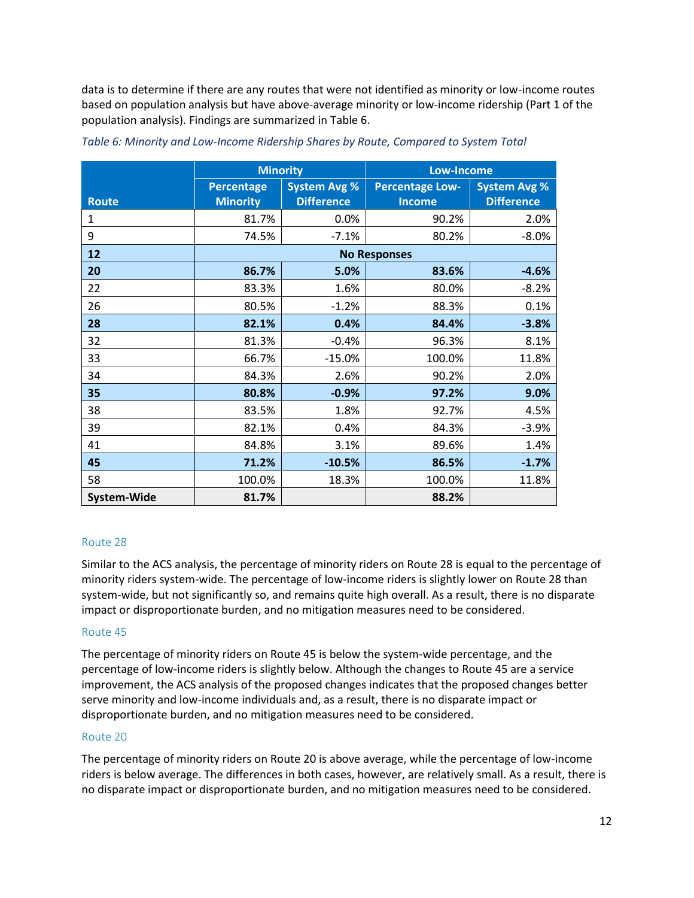data is to determine if there are any routes that were not identified as minority or low-income routes based on population analysis but have above-average minority or low-income ridership (Part 1 of the population analysis). Findings are summarized in Table 6.

*Table 6: Minority and Low-Income Ridership Shares by Route, Compared to System Total*

| Route | Minority | | Low-Income | |
|---|---|---|---|---|
| | Percentage Minority | System Avg % Difference | Percentage Low-Income | System Avg % Difference |
| 1 | 81.7% | 0.0% | 90.2% | 2.0% |
| 9 | 74.5% | -7.1% | 80.2% | -8.0% |
| **12** | **No Responses** | | | |
| **20** | **86.7%** | **5.0%** | **83.6%** | **-4.6%** |
| 22 | 83.3% | 1.6% | 80.0% | -8.2% |
| 26 | 80.5% | -1.2% | 88.3% | 0.1% |
| **28** | **82.1%** | **0.4%** | **84.4%** | **-3.8%** |
| 32 | 81.3% | -0.4% | 96.3% | 8.1% |
| 33 | 66.7% | -15.0% | 100.0% | 11.8% |
| 34 | 84.3% | 2.6% | 90.2% | 2.0% |
| **35** | **80.8%** | **-0.9%** | **97.2%** | **9.0%** |
| 38 | 83.5% | 1.8% | 92.7% | 4.5% |
| 39 | 82.1% | 0.4% | 84.3% | -3.9% |
| 41 | 84.8% | 3.1% | 89.6% | 1.4% |
| **45** | **71.2%** | **-10.5%** | **86.5%** | **-1.7%** |
| 58 | 100.0% | 18.3% | 100.0% | 11.8% |
| **System-Wide** | **81.7%** | | **88.2%** | |

### Route 28

Similar to the ACS analysis, the percentage of minority riders on Route 28 is equal to the percentage of minority riders system-wide. The percentage of low-income riders is slightly lower on Route 28 than system-wide, but not significantly so, and remains quite high overall. As a result, there is no disparate impact or disproportionate burden, and no mitigation measures need to be considered.

### Route 45

The percentage of minority riders on Route 45 is below the system-wide percentage, and the percentage of low-income riders is slightly below. Although the changes to Route 45 are a service improvement, the ACS analysis of the proposed changes indicates that the proposed changes better serve minority and low-income individuals and, as a result, there is no disparate impact or disproportionate burden, and no mitigation measures need to be considered.

### Route 20

The percentage of minority riders on Route 20 is above average, while the percentage of low-income riders is below average. The differences in both cases, however, are relatively small. As a result, there is no disparate impact or disproportionate burden, and no mitigation measures need to be considered.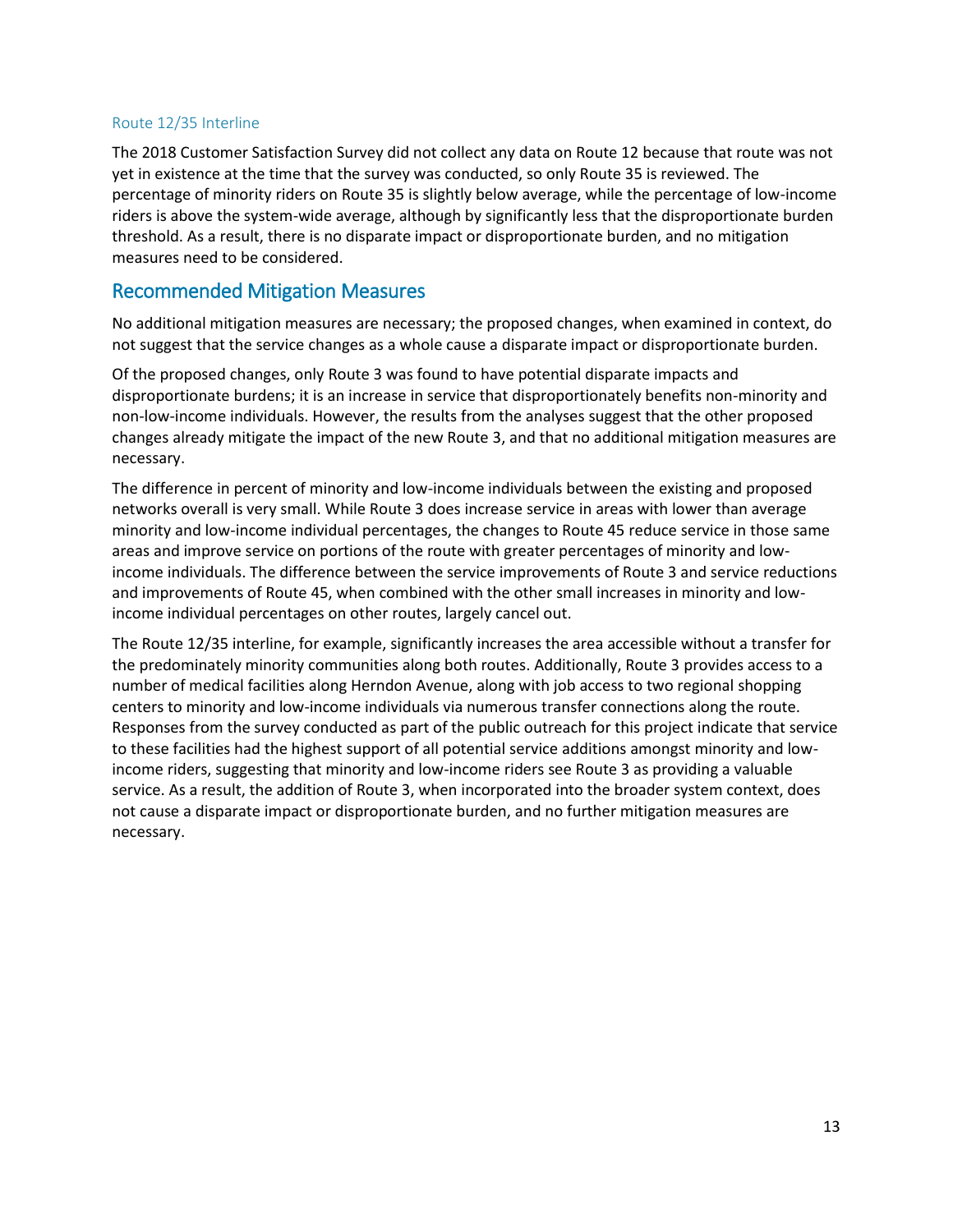### Route 12/35 Interline

The 2018 Customer Satisfaction Survey did not collect any data on Route 12 because that route was not yet in existence at the time that the survey was conducted, so only Route 35 is reviewed. The percentage of minority riders on Route 35 is slightly below average, while the percentage of low-income riders is above the system-wide average, although by significantly less that the disproportionate burden threshold. As a result, there is no disparate impact or disproportionate burden, and no mitigation measures need to be considered.

## Recommended Mitigation Measures

No additional mitigation measures are necessary; the proposed changes, when examined in context, do not suggest that the service changes as a whole cause a disparate impact or disproportionate burden.

Of the proposed changes, only Route 3 was found to have potential disparate impacts and disproportionate burdens; it is an increase in service that disproportionately benefits non-minority and non-low-income individuals. However, the results from the analyses suggest that the other proposed changes already mitigate the impact of the new Route 3, and that no additional mitigation measures are necessary.

The difference in percent of minority and low-income individuals between the existing and proposed networks overall is very small. While Route 3 does increase service in areas with lower than average minority and low-income individual percentages, the changes to Route 45 reduce service in those same areas and improve service on portions of the route with greater percentages of minority and low-income individuals. The difference between the service improvements of Route 3 and service reductions and improvements of Route 45, when combined with the other small increases in minority and low-income individual percentages on other routes, largely cancel out.

The Route 12/35 interline, for example, significantly increases the area accessible without a transfer for the predominately minority communities along both routes. Additionally, Route 3 provides access to a number of medical facilities along Herndon Avenue, along with job access to two regional shopping centers to minority and low-income individuals via numerous transfer connections along the route. Responses from the survey conducted as part of the public outreach for this project indicate that service to these facilities had the highest support of all potential service additions amongst minority and low-income riders, suggesting that minority and low-income riders see Route 3 as providing a valuable service. As a result, the addition of Route 3, when incorporated into the broader system context, does not cause a disparate impact or disproportionate burden, and no further mitigation measures are necessary.